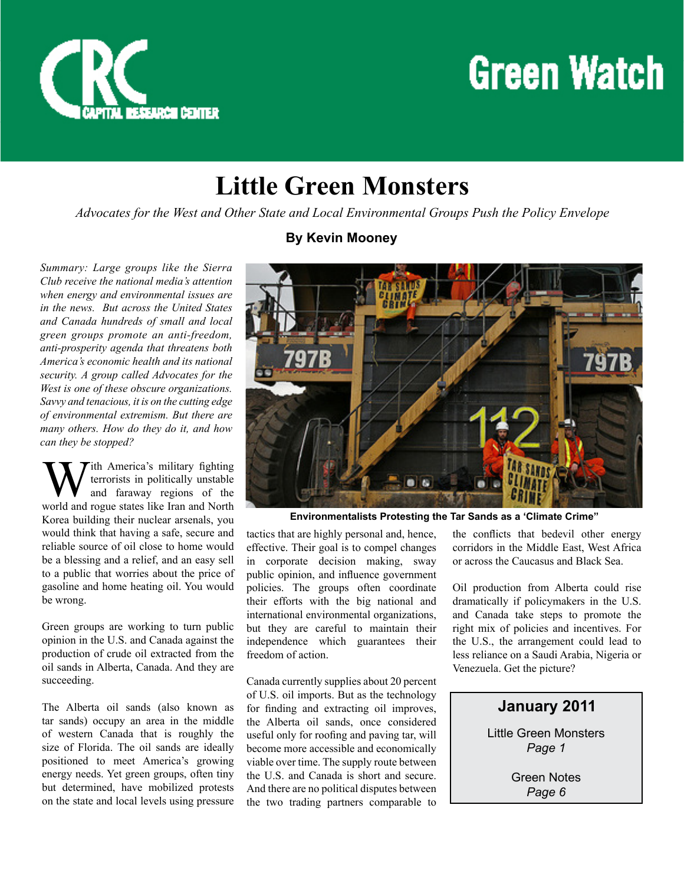# Green Watch

# Little Green Monsters

*Advocates for the West and Other State and Local Environmental Groups Push the Policy Envelope*

**By Kevin Mooney**

*Summary: Large groups like the Sierra Club receive the national media's attention when energy and environmental issues are in the news. But across the United States and Canada hundreds of small and local green groups promote an anti-freedom, anti-prosperity agenda that threatens both America's economic health and its national security. A group called Advocates for the West is one of these obscure organizations. Savvy and tenacious, it is on the cutting edge of environmental extremism. But there are many others. How do they do it, and how can they be stopped?*

With America's military fighting terrorists in politically unstable and faraway regions of the world and rogue states like Iran and North Korea building their nuclear arsenals, you would think that having a safe, secure and reliable source of oil close to home would be a blessing and a relief, and an easy sell to a public that worries about the price of gasoline and home heating oil. You would be wrong.

Green groups are working to turn public opinion in the U.S. and Canada against the production of crude oil extracted from the oil sands in Alberta, Canada. And they are succeeding.

The Alberta oil sands (also known as tar sands) occupy an area in the middle of western Canada that is roughly the size of Florida. The oil sands are ideally positioned to meet America's growing energy needs. Yet green groups, often tiny but determined, have mobilized protests on the state and local levels using pressure tactics that are highly personal and, hence, effective. Their goal is to compel changes in corporate decision making, sway public opinion, and influence government policies. The groups often coordinate their efforts with the big national and international environmental organizations, but they are careful to maintain their independence which guarantees their freedom of action.

**Environmentalists Protesting the Tar Sands as a 'Climate Crime"**

Canada currently supplies about 20 percent of U.S. oil imports. But as the technology for finding and extracting oil improves, the Alberta oil sands, once considered useful only for roofing and paving tar, will become more accessible and economically viable over time. The supply route between the U.S. and Canada is short and secure. And there are no political disputes between the two trading partners comparable to the conflicts that bedevil other energy corridors in the Middle East, West Africa or across the Caucasus and Black Sea.

Oil production from Alberta could rise dramatically if policymakers in the U.S. and Canada take steps to promote the right mix of policies and incentives. For the U.S., the arrangement could lead to less reliance on a Saudi Arabia, Nigeria or Venezuela. Get the picture?

**January 2011**

Little Green Monsters
*Page 1*

Green Notes
*Page 6*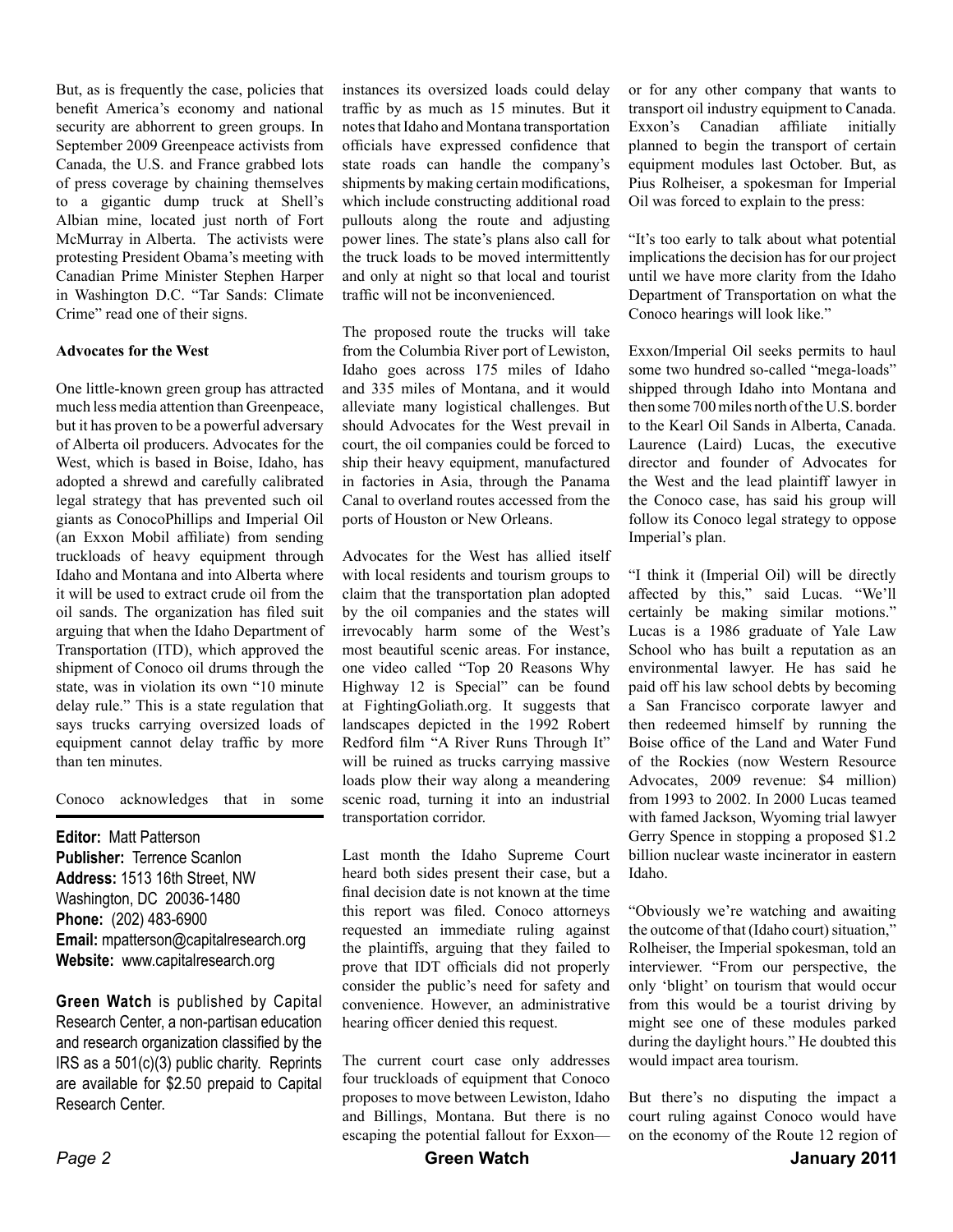But, as is frequently the case, policies that benefit America's economy and national security are abhorrent to green groups. In September 2009 Greenpeace activists from Canada, the U.S. and France grabbed lots of press coverage by chaining themselves to a gigantic dump truck at Shell's Albian mine, located just north of Fort McMurray in Alberta. The activists were protesting President Obama's meeting with Canadian Prime Minister Stephen Harper in Washington D.C. "Tar Sands: Climate Crime" read one of their signs.

**Advocates for the West**

One little-known green group has attracted much less media attention than Greenpeace, but it has proven to be a powerful adversary of Alberta oil producers. Advocates for the West, which is based in Boise, Idaho, has adopted a shrewd and carefully calibrated legal strategy that has prevented such oil giants as ConocoPhillips and Imperial Oil (an Exxon Mobil affiliate) from sending truckloads of heavy equipment through Idaho and Montana and into Alberta where it will be used to extract crude oil from the oil sands. The organization has filed suit arguing that when the Idaho Department of Transportation (ITD), which approved the shipment of Conoco oil drums through the state, was in violation its own "10 minute delay rule." This is a state regulation that says trucks carrying oversized loads of equipment cannot delay traffic by more than ten minutes.

Conoco acknowledges that in some instances its oversized loads could delay traffic by as much as 15 minutes. But it notes that Idaho and Montana transportation officials have expressed confidence that state roads can handle the company's shipments by making certain modifications, which include constructing additional road pullouts along the route and adjusting power lines. The state's plans also call for the truck loads to be moved intermittently and only at night so that local and tourist traffic will not be inconvenienced.

The proposed route the trucks will take from the Columbia River port of Lewiston, Idaho goes across 175 miles of Idaho and 335 miles of Montana, and it would alleviate many logistical challenges. But should Advocates for the West prevail in court, the oil companies could be forced to ship their heavy equipment, manufactured in factories in Asia, through the Panama Canal to overland routes accessed from the ports of Houston or New Orleans.

Advocates for the West has allied itself with local residents and tourism groups to claim that the transportation plan adopted by the oil companies and the states will irrevocably harm some of the West's most beautiful scenic areas. For instance, one video called "Top 20 Reasons Why Highway 12 is Special" can be found at FightingGoliath.org. It suggests that landscapes depicted in the 1992 Robert Redford film "A River Runs Through It" will be ruined as trucks carrying massive loads plow their way along a meandering scenic road, turning it into an industrial transportation corridor.

Last month the Idaho Supreme Court heard both sides present their case, but a final decision date is not known at the time this report was filed. Conoco attorneys requested an immediate ruling against the plaintiffs, arguing that they failed to prove that IDT officials did not properly consider the public's need for safety and convenience. However, an administrative hearing officer denied this request.

The current court case only addresses four truckloads of equipment that Conoco proposes to move between Lewiston, Idaho and Billings, Montana. But there is no escaping the potential fallout for Exxon—or for any other company that wants to transport oil industry equipment to Canada. Exxon's Canadian affiliate initially planned to begin the transport of certain equipment modules last October. But, as Pius Rolheiser, a spokesman for Imperial Oil was forced to explain to the press:

"It's too early to talk about what potential implications the decision has for our project until we have more clarity from the Idaho Department of Transportation on what the Conoco hearings will look like."

Exxon/Imperial Oil seeks permits to haul some two hundred so-called "mega-loads" shipped through Idaho into Montana and then some 700 miles north of the U.S. border to the Kearl Oil Sands in Alberta, Canada. Laurence (Laird) Lucas, the executive director and founder of Advocates for the West and the lead plaintiff lawyer in the Conoco case, has said his group will follow its Conoco legal strategy to oppose Imperial's plan.

"I think it (Imperial Oil) will be directly affected by this," said Lucas. "We'll certainly be making similar motions." Lucas is a 1986 graduate of Yale Law School who has built a reputation as an environmental lawyer. He has said he paid off his law school debts by becoming a San Francisco corporate lawyer and then redeemed himself by running the Boise office of the Land and Water Fund of the Rockies (now Western Resource Advocates, 2009 revenue: $4 million) from 1993 to 2002. In 2000 Lucas teamed with famed Jackson, Wyoming trial lawyer Gerry Spence in stopping a proposed $1.2 billion nuclear waste incinerator in eastern Idaho.

"Obviously we're watching and awaiting the outcome of that (Idaho court) situation," Rolheiser, the Imperial spokesman, told an interviewer. "From our perspective, the only 'blight' on tourism that would occur from this would be a tourist driving by might see one of these modules parked during the daylight hours." He doubted this would impact area tourism.

But there's no disputing the impact a court ruling against Conoco would have on the economy of the Route 12 region of

---

**Editor:** Matt Patterson
**Publisher:** Terrence Scanlon
**Address:** 1513 16th Street, NW
Washington, DC 20036-1480
**Phone:** (202) 483-6900
**Email:** mpatterson@capitalresearch.org
**Website:** www.capitalresearch.org

**Green Watch** is published by Capital Research Center, a non-partisan education and research organization classified by the IRS as a 501(c)(3) public charity. Reprints are available for $2.50 prepaid to Capital Research Center.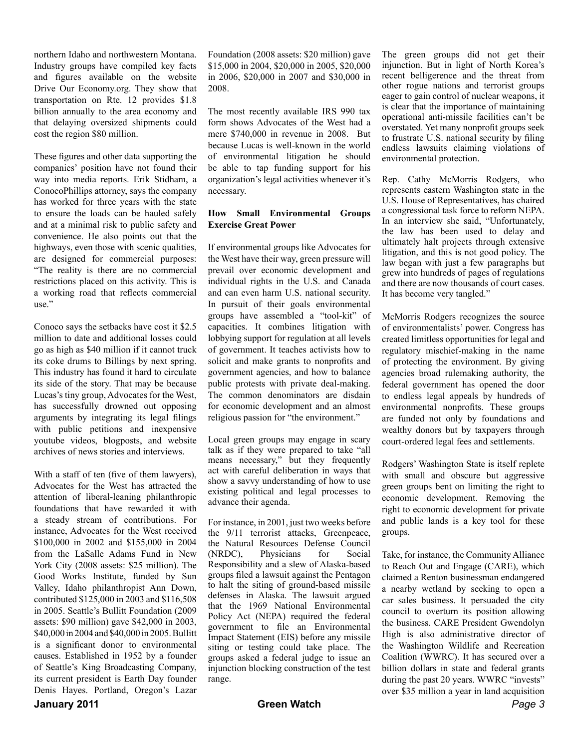northern Idaho and northwestern Montana. Industry groups have compiled key facts and figures available on the website Drive Our Economy.org. They show that transportation on Rte. 12 provides $1.8 billion annually to the area economy and that delaying oversized shipments could cost the region $80 million.

These figures and other data supporting the companies' position have not found their way into media reports. Erik Stidham, a ConocoPhillips attorney, says the company has worked for three years with the state to ensure the loads can be hauled safely and at a minimal risk to public safety and convenience. He also points out that the highways, even those with scenic qualities, are designed for commercial purposes: "The reality is there are no commercial restrictions placed on this activity. This is a working road that reflects commercial use."

Conoco says the setbacks have cost it $2.5 million to date and additional losses could go as high as $40 million if it cannot truck its coke drums to Billings by next spring. This industry has found it hard to circulate its side of the story. That may be because Lucas's tiny group, Advocates for the West, has successfully drowned out opposing arguments by integrating its legal filings with public petitions and inexpensive youtube videos, blogposts, and website archives of news stories and interviews.

With a staff of ten (five of them lawyers), Advocates for the West has attracted the attention of liberal-leaning philanthropic foundations that have rewarded it with a steady stream of contributions. For instance, Advocates for the West received $100,000 in 2002 and $155,000 in 2004 from the LaSalle Adams Fund in New York City (2008 assets: $25 million). The Good Works Institute, funded by Sun Valley, Idaho philanthropist Ann Down, contributed $125,000 in 2003 and $116,508 in 2005. Seattle's Bullitt Foundation (2009 assets: $90 million) gave $42,000 in 2003, $40,000 in 2004 and $40,000 in 2005. Bullitt is a significant donor to environmental causes. Established in 1952 by a founder of Seattle's King Broadcasting Company, its current president is Earth Day founder Denis Hayes. Portland, Oregon's Lazar Foundation (2008 assets: $20 million) gave $15,000 in 2004, $20,000 in 2005, $20,000 in 2006, $20,000 in 2007 and $30,000 in 2008.

The most recently available IRS 990 tax form shows Advocates of the West had a mere $740,000 in revenue in 2008. But because Lucas is well-known in the world of environmental litigation he should be able to tap funding support for his organization's legal activities whenever it's necessary.

**How Small Environmental Groups Exercise Great Power**

If environmental groups like Advocates for the West have their way, green pressure will prevail over economic development and individual rights in the U.S. and Canada and can even harm U.S. national security. In pursuit of their goals environmental groups have assembled a "tool-kit" of capacities. It combines litigation with lobbying support for regulation at all levels of government. It teaches activists how to solicit and make grants to nonprofits and government agencies, and how to balance public protests with private deal-making. The common denominators are disdain for economic development and an almost religious passion for "the environment."

Local green groups may engage in scary talk as if they were prepared to take "all means necessary," but they frequently act with careful deliberation in ways that show a savvy understanding of how to use existing political and legal processes to advance their agenda.

For instance, in 2001, just two weeks before the 9/11 terrorist attacks, Greenpeace, the Natural Resources Defense Council (NRDC), Physicians for Social Responsibility and a slew of Alaska-based groups filed a lawsuit against the Pentagon to halt the siting of ground-based missile defenses in Alaska. The lawsuit argued that the 1969 National Environmental Policy Act (NEPA) required the federal government to file an Environmental Impact Statement (EIS) before any missile siting or testing could take place. The groups asked a federal judge to issue an injunction blocking construction of the test range.

The green groups did not get their injunction. But in light of North Korea's recent belligerence and the threat from other rogue nations and terrorist groups eager to gain control of nuclear weapons, it is clear that the importance of maintaining operational anti-missile facilities can't be overstated. Yet many nonprofit groups seek to frustrate U.S. national security by filing endless lawsuits claiming violations of environmental protection.

Rep. Cathy McMorris Rodgers, who represents eastern Washington state in the U.S. House of Representatives, has chaired a congressional task force to reform NEPA. In an interview she said, "Unfortunately, the law has been used to delay and ultimately halt projects through extensive litigation, and this is not good policy. The law began with just a few paragraphs but grew into hundreds of pages of regulations and there are now thousands of court cases. It has become very tangled."

McMorris Rodgers recognizes the source of environmentalists' power. Congress has created limitless opportunities for legal and regulatory mischief-making in the name of protecting the environment. By giving agencies broad rulemaking authority, the federal government has opened the door to endless legal appeals by hundreds of environmental nonprofits. These groups are funded not only by foundations and wealthy donors but by taxpayers through court-ordered legal fees and settlements.

Rodgers' Washington State is itself replete with small and obscure but aggressive green groups bent on limiting the right to economic development. Removing the right to economic development for private and public lands is a key tool for these groups.

Take, for instance, the Community Alliance to Reach Out and Engage (CARE), which claimed a Renton businessman endangered a nearby wetland by seeking to open a car sales business. It persuaded the city council to overturn its position allowing the business. CARE President Gwendolyn High is also administrative director of the Washington Wildlife and Recreation Coalition (WWRC). It has secured over a billion dollars in state and federal grants during the past 20 years. WWRC "invests" over $35 million a year in land acquisition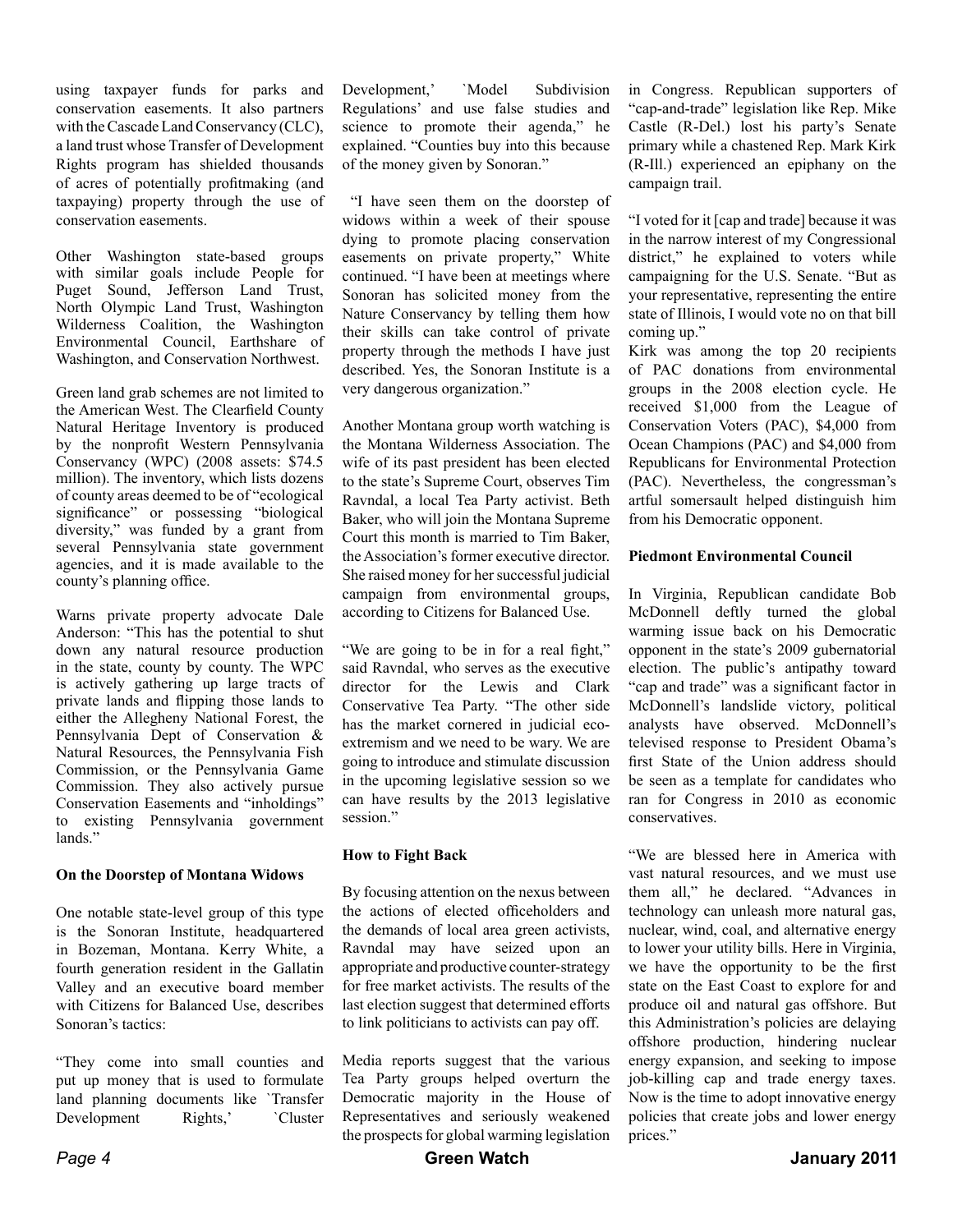using taxpayer funds for parks and conservation easements. It also partners with the Cascade Land Conservancy (CLC), a land trust whose Transfer of Development Rights program has shielded thousands of acres of potentially profitmaking (and taxpaying) property through the use of conservation easements.

Other Washington state-based groups with similar goals include People for Puget Sound, Jefferson Land Trust, North Olympic Land Trust, Washington Wilderness Coalition, the Washington Environmental Council, Earthshare of Washington, and Conservation Northwest.

Green land grab schemes are not limited to the American West. The Clearfield County Natural Heritage Inventory is produced by the nonprofit Western Pennsylvania Conservancy (WPC) (2008 assets: $74.5 million). The inventory, which lists dozens of county areas deemed to be of "ecological significance" or possessing "biological diversity," was funded by a grant from several Pennsylvania state government agencies, and it is made available to the county's planning office.

Warns private property advocate Dale Anderson: "This has the potential to shut down any natural resource production in the state, county by county. The WPC is actively gathering up large tracts of private lands and flipping those lands to either the Allegheny National Forest, the Pennsylvania Dept of Conservation & Natural Resources, the Pennsylvania Fish Commission, or the Pennsylvania Game Commission. They also actively pursue Conservation Easements and "inholdings" to existing Pennsylvania government lands."

**On the Doorstep of Montana Widows**

One notable state-level group of this type is the Sonoran Institute, headquartered in Bozeman, Montana. Kerry White, a fourth generation resident in the Gallatin Valley and an executive board member with Citizens for Balanced Use, describes Sonoran's tactics:

"They come into small counties and put up money that is used to formulate land planning documents like `Transfer Development Rights,' `Cluster Development,' `Model Subdivision Regulations' and use false studies and science to promote their agenda," he explained. "Counties buy into this because of the money given by Sonoran."

"I have seen them on the doorstep of widows within a week of their spouse dying to promote placing conservation easements on private property," White continued. "I have been at meetings where Sonoran has solicited money from the Nature Conservancy by telling them how their skills can take control of private property through the methods I have just described. Yes, the Sonoran Institute is a very dangerous organization."

Another Montana group worth watching is the Montana Wilderness Association. The wife of its past president has been elected to the state's Supreme Court, observes Tim Ravndal, a local Tea Party activist. Beth Baker, who will join the Montana Supreme Court this month is married to Tim Baker, the Association's former executive director. She raised money for her successful judicial campaign from environmental groups, according to Citizens for Balanced Use.

"We are going to be in for a real fight," said Ravndal, who serves as the executive director for the Lewis and Clark Conservative Tea Party. "The other side has the market cornered in judicial eco-extremism and we need to be wary. We are going to introduce and stimulate discussion in the upcoming legislative session so we can have results by the 2013 legislative session."

**How to Fight Back**

By focusing attention on the nexus between the actions of elected officeholders and the demands of local area green activists, Ravndal may have seized upon an appropriate and productive counter-strategy for free market activists. The results of the last election suggest that determined efforts to link politicians to activists can pay off.

Media reports suggest that the various Tea Party groups helped overturn the Democratic majority in the House of Representatives and seriously weakened the prospects for global warming legislation in Congress. Republican supporters of "cap-and-trade" legislation like Rep. Mike Castle (R-Del.) lost his party's Senate primary while a chastened Rep. Mark Kirk (R-Ill.) experienced an epiphany on the campaign trail.

"I voted for it [cap and trade] because it was in the narrow interest of my Congressional district," he explained to voters while campaigning for the U.S. Senate. "But as your representative, representing the entire state of Illinois, I would vote no on that bill coming up."

Kirk was among the top 20 recipients of PAC donations from environmental groups in the 2008 election cycle. He received $1,000 from the League of Conservation Voters (PAC), $4,000 from Ocean Champions (PAC) and $4,000 from Republicans for Environmental Protection (PAC). Nevertheless, the congressman's artful somersault helped distinguish him from his Democratic opponent.

**Piedmont Environmental Council**

In Virginia, Republican candidate Bob McDonnell deftly turned the global warming issue back on his Democratic opponent in the state's 2009 gubernatorial election. The public's antipathy toward "cap and trade" was a significant factor in McDonnell's landslide victory, political analysts have observed. McDonnell's televised response to President Obama's first State of the Union address should be seen as a template for candidates who ran for Congress in 2010 as economic conservatives.

"We are blessed here in America with vast natural resources, and we must use them all," he declared. "Advances in technology can unleash more natural gas, nuclear, wind, coal, and alternative energy to lower your utility bills. Here in Virginia, we have the opportunity to be the first state on the East Coast to explore for and produce oil and natural gas offshore. But this Administration's policies are delaying offshore production, hindering nuclear energy expansion, and seeking to impose job-killing cap and trade energy taxes. Now is the time to adopt innovative energy policies that create jobs and lower energy prices."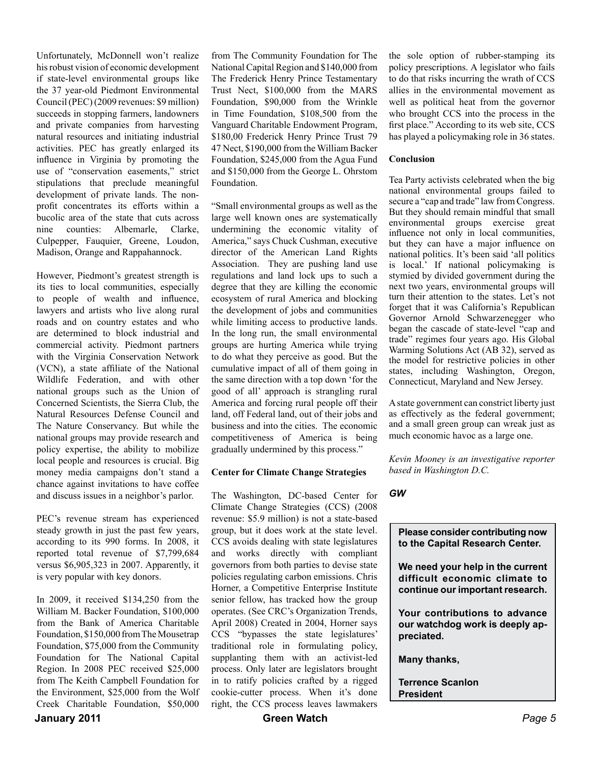Unfortunately, McDonnell won't realize his robust vision of economic development if state-level environmental groups like the 37 year-old Piedmont Environmental Council (PEC) (2009 revenues: $9 million) succeeds in stopping farmers, landowners and private companies from harvesting natural resources and initiating industrial activities. PEC has greatly enlarged its influence in Virginia by promoting the use of "conservation easements," strict stipulations that preclude meaningful development of private lands. The non-profit concentrates its efforts within a bucolic area of the state that cuts across nine counties: Albemarle, Clarke, Culpepper, Fauquier, Greene, Loudon, Madison, Orange and Rappahannock.

However, Piedmont's greatest strength is its ties to local communities, especially to people of wealth and influence, lawyers and artists who live along rural roads and on country estates and who are determined to block industrial and commercial activity. Piedmont partners with the Virginia Conservation Network (VCN), a state affiliate of the National Wildlife Federation, and with other national groups such as the Union of Concerned Scientists, the Sierra Club, the Natural Resources Defense Council and The Nature Conservancy. But while the national groups may provide research and policy expertise, the ability to mobilize local people and resources is crucial. Big money media campaigns don't stand a chance against invitations to have coffee and discuss issues in a neighbor's parlor.

PEC's revenue stream has experienced steady growth in just the past few years, according to its 990 forms. In 2008, it reported total revenue of $7,799,684 versus $6,905,323 in 2007. Apparently, it is very popular with key donors.

In 2009, it received $134,250 from the William M. Backer Foundation, $100,000 from the Bank of America Charitable Foundation, $150,000 from The Mousetrap Foundation, $75,000 from the Community Foundation for The National Capital Region. In 2008 PEC received $25,000 from The Keith Campbell Foundation for the Environment, $25,000 from the Wolf Creek Charitable Foundation, $50,000 from The Community Foundation for The National Capital Region and $140,000 from The Frederick Henry Prince Testamentary Trust Nect, $100,000 from the MARS Foundation, $90,000 from the Wrinkle in Time Foundation, $108,500 from the Vanguard Charitable Endowment Program, $180,00 Frederick Henry Prince Trust 79 47 Nect, $190,000 from the William Backer Foundation, $245,000 from the Agua Fund and $150,000 from the George L. Ohrstom Foundation.

"Small environmental groups as well as the large well known ones are systematically undermining the economic vitality of America," says Chuck Cushman, executive director of the American Land Rights Association. They are pushing land use regulations and land lock ups to such a degree that they are killing the economic ecosystem of rural America and blocking the development of jobs and communities while limiting access to productive lands. In the long run, the small environmental groups are hurting America while trying to do what they perceive as good. But the cumulative impact of all of them going in the same direction with a top down 'for the good of all' approach is strangling rural America and forcing rural people off their land, off Federal land, out of their jobs and business and into the cities. The economic competitiveness of America is being gradually undermined by this process."

**Center for Climate Change Strategies**

The Washington, DC-based Center for Climate Change Strategies (CCS) (2008 revenue: $5.9 million) is not a state-based group, but it does work at the state level. CCS avoids dealing with state legislatures and works directly with compliant governors from both parties to devise state policies regulating carbon emissions. Chris Horner, a Competitive Enterprise Institute senior fellow, has tracked how the group operates. (See CRC's Organization Trends, April 2008) Created in 2004, Horner says CCS "bypasses the state legislatures' traditional role in formulating policy, supplanting them with an activist-led process. Only later are legislators brought in to ratify policies crafted by a rigged cookie-cutter process. When it's done right, the CCS process leaves lawmakers the sole option of rubber-stamping its policy prescriptions. A legislator who fails to do that risks incurring the wrath of CCS allies in the environmental movement as well as political heat from the governor who brought CCS into the process in the first place." According to its web site, CCS has played a policymaking role in 36 states.

**Conclusion**

Tea Party activists celebrated when the big national environmental groups failed to secure a "cap and trade" law from Congress. But they should remain mindful that small environmental groups exercise great influence not only in local communities, but they can have a major influence on national politics. It's been said 'all politics is local.' If national policymaking is stymied by divided government during the next two years, environmental groups will turn their attention to the states. Let's not forget that it was California's Republican Governor Arnold Schwarzenegger who began the cascade of state-level "cap and trade" regimes four years ago. His Global Warming Solutions Act (AB 32), served as the model for restrictive policies in other states, including Washington, Oregon, Connecticut, Maryland and New Jersey.

A state government can constrict liberty just as effectively as the federal government; and a small green group can wreak just as much economic havoc as a large one.

*Kevin Mooney is an investigative reporter based in Washington D.C.*

***GW***

**Please consider contributing now to the Capital Research Center.**

**We need your help in the current difficult economic climate to continue our important research.**

**Your contributions to advance our watchdog work is deeply appreciated.**

**Many thanks,**

**Terrence Scanlon**
**President**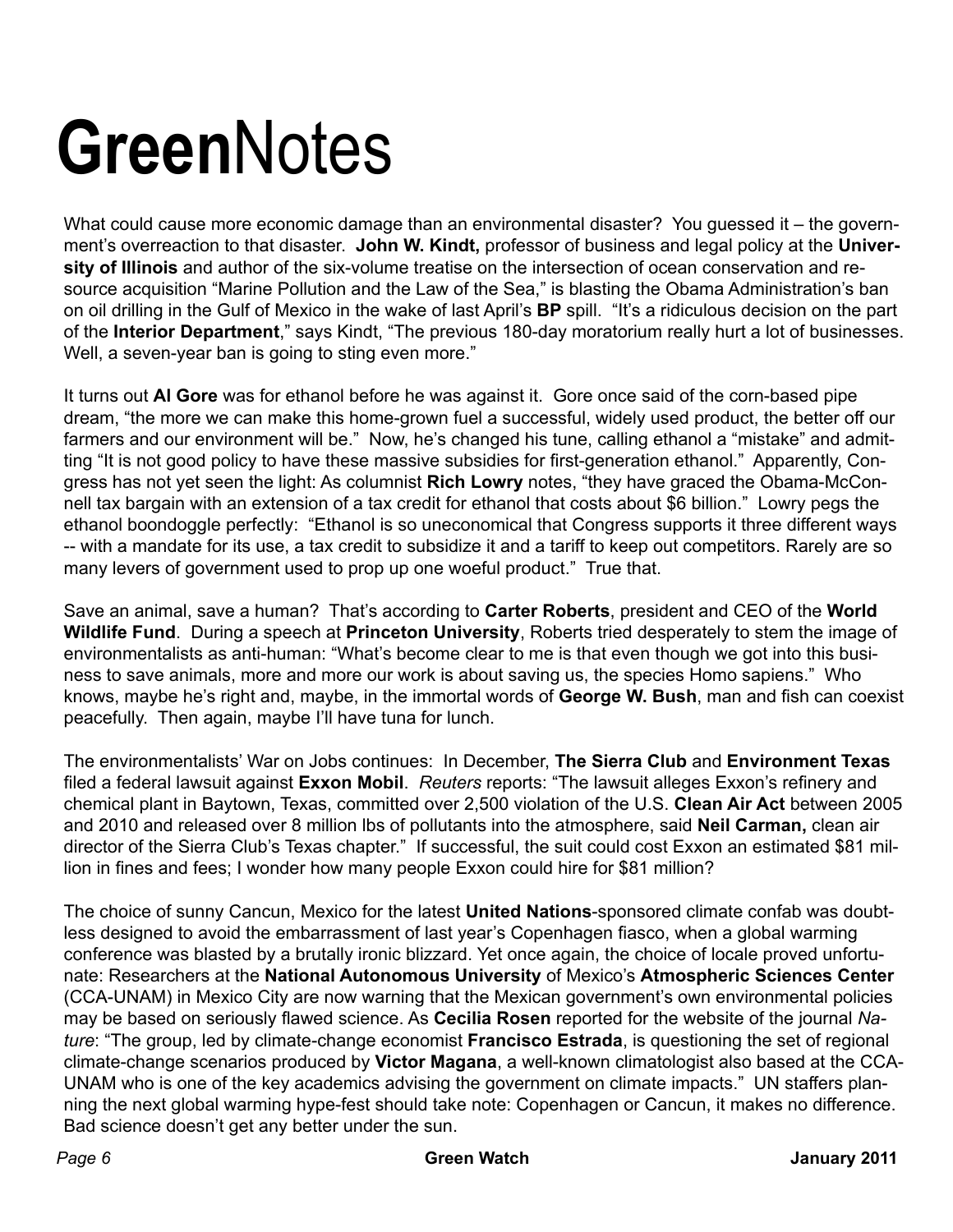# **Green**Notes

What could cause more economic damage than an environmental disaster? You guessed it – the government's overreaction to that disaster. **John W. Kindt,** professor of business and legal policy at the **University of Illinois** and author of the six-volume treatise on the intersection of ocean conservation and resource acquisition "Marine Pollution and the Law of the Sea," is blasting the Obama Administration's ban on oil drilling in the Gulf of Mexico in the wake of last April's **BP** spill. "It's a ridiculous decision on the part of the **Interior Department**," says Kindt, "The previous 180-day moratorium really hurt a lot of businesses. Well, a seven-year ban is going to sting even more."

It turns out **Al Gore** was for ethanol before he was against it. Gore once said of the corn-based pipe dream, "the more we can make this home-grown fuel a successful, widely used product, the better off our farmers and our environment will be." Now, he's changed his tune, calling ethanol a "mistake" and admitting "It is not good policy to have these massive subsidies for first-generation ethanol." Apparently, Congress has not yet seen the light: As columnist **Rich Lowry** notes, "they have graced the Obama-McConnell tax bargain with an extension of a tax credit for ethanol that costs about $6 billion." Lowry pegs the ethanol boondoggle perfectly: "Ethanol is so uneconomical that Congress supports it three different ways -- with a mandate for its use, a tax credit to subsidize it and a tariff to keep out competitors. Rarely are so many levers of government used to prop up one woeful product." True that.

Save an animal, save a human? That's according to **Carter Roberts**, president and CEO of the **World Wildlife Fund**. During a speech at **Princeton University**, Roberts tried desperately to stem the image of environmentalists as anti-human: "What's become clear to me is that even though we got into this business to save animals, more and more our work is about saving us, the species Homo sapiens." Who knows, maybe he's right and, maybe, in the immortal words of **George W. Bush**, man and fish can coexist peacefully. Then again, maybe I'll have tuna for lunch.

The environmentalists' War on Jobs continues: In December, **The Sierra Club** and **Environment Texas** filed a federal lawsuit against **Exxon Mobil**. *Reuters* reports: "The lawsuit alleges Exxon's refinery and chemical plant in Baytown, Texas, committed over 2,500 violation of the U.S. **Clean Air Act** between 2005 and 2010 and released over 8 million lbs of pollutants into the atmosphere, said **Neil Carman,** clean air director of the Sierra Club's Texas chapter." If successful, the suit could cost Exxon an estimated $81 million in fines and fees; I wonder how many people Exxon could hire for $81 million?

The choice of sunny Cancun, Mexico for the latest **United Nations**-sponsored climate confab was doubtless designed to avoid the embarrassment of last year's Copenhagen fiasco, when a global warming conference was blasted by a brutally ironic blizzard. Yet once again, the choice of locale proved unfortunate: Researchers at the **National Autonomous University** of Mexico's **Atmospheric Sciences Center** (CCA-UNAM) in Mexico City are now warning that the Mexican government's own environmental policies may be based on seriously flawed science. As **Cecilia Rosen** reported for the website of the journal *Nature*: "The group, led by climate-change economist **Francisco Estrada**, is questioning the set of regional climate-change scenarios produced by **Victor Magana**, a well-known climatologist also based at the CCA-UNAM who is one of the key academics advising the government on climate impacts." UN staffers planning the next global warming hype-fest should take note: Copenhagen or Cancun, it makes no difference. Bad science doesn't get any better under the sun.